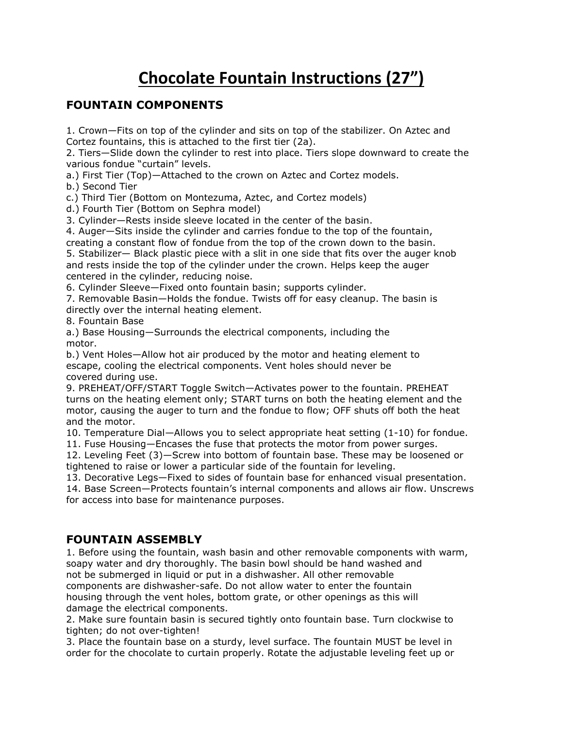# Chocolate Fountain Instructions (27")

## FOUNTAIN COMPONENTS

1. Crown—Fits on top of the cylinder and sits on top of the stabilizer. On Aztec and Cortez fountains, this is attached to the first tier (2a).
2. Tiers—Slide down the cylinder to rest into place. Tiers slope downward to create the various fondue "curtain" levels.
   a.) First Tier (Top)—Attached to the crown on Aztec and Cortez models.
   b.) Second Tier
   c.) Third Tier (Bottom on Montezuma, Aztec, and Cortez models)
   d.) Fourth Tier (Bottom on Sephra model)
3. Cylinder—Rests inside sleeve located in the center of the basin.
4. Auger—Sits inside the cylinder and carries fondue to the top of the fountain, creating a constant flow of fondue from the top of the crown down to the basin.
5. Stabilizer— Black plastic piece with a slit in one side that fits over the auger knob and rests inside the top of the cylinder under the crown. Helps keep the auger centered in the cylinder, reducing noise.
6. Cylinder Sleeve—Fixed onto fountain basin; supports cylinder.
7. Removable Basin—Holds the fondue. Twists off for easy cleanup. The basin is directly over the internal heating element.
8. Fountain Base
   a.) Base Housing—Surrounds the electrical components, including the motor.
   b.) Vent Holes—Allow hot air produced by the motor and heating element to escape, cooling the electrical components. Vent holes should never be covered during use.
9. PREHEAT/OFF/START Toggle Switch—Activates power to the fountain. PREHEAT turns on the heating element only; START turns on both the heating element and the motor, causing the auger to turn and the fondue to flow; OFF shuts off both the heat and the motor.
10. Temperature Dial—Allows you to select appropriate heat setting (1-10) for fondue.
11. Fuse Housing—Encases the fuse that protects the motor from power surges.
12. Leveling Feet (3)—Screw into bottom of fountain base. These may be loosened or tightened to raise or lower a particular side of the fountain for leveling.
13. Decorative Legs—Fixed to sides of fountain base for enhanced visual presentation.
14. Base Screen—Protects fountain's internal components and allows air flow. Unscrews for access into base for maintenance purposes.

## FOUNTAIN ASSEMBLY

1. Before using the fountain, wash basin and other removable components with warm, soapy water and dry thoroughly. The basin bowl should be hand washed and not be submerged in liquid or put in a dishwasher. All other removable components are dishwasher-safe. Do not allow water to enter the fountain housing through the vent holes, bottom grate, or other openings as this will damage the electrical components.
2. Make sure fountain basin is secured tightly onto fountain base. Turn clockwise to tighten; do not over-tighten!
3. Place the fountain base on a sturdy, level surface. The fountain MUST be level in order for the chocolate to curtain properly. Rotate the adjustable leveling feet up or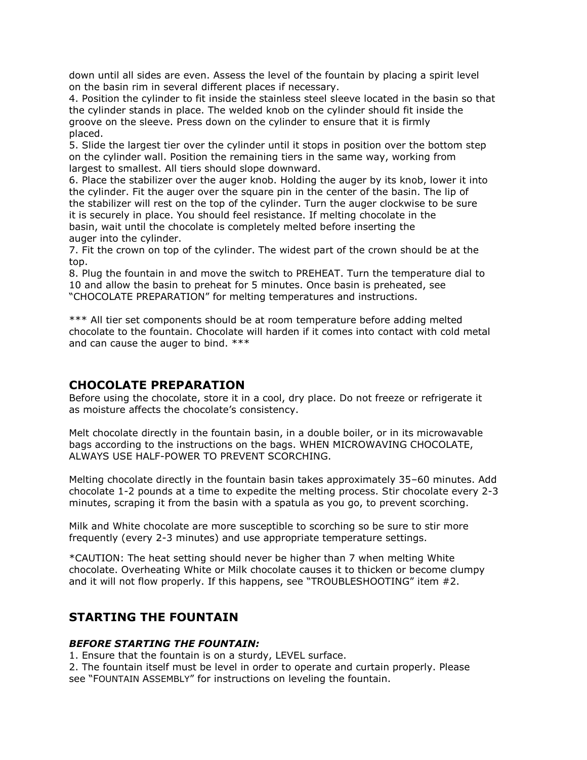down until all sides are even. Assess the level of the fountain by placing a spirit level on the basin rim in several different places if necessary.

4. Position the cylinder to fit inside the stainless steel sleeve located in the basin so that the cylinder stands in place. The welded knob on the cylinder should fit inside the groove on the sleeve. Press down on the cylinder to ensure that it is firmly placed.

5. Slide the largest tier over the cylinder until it stops in position over the bottom step on the cylinder wall. Position the remaining tiers in the same way, working from largest to smallest. All tiers should slope downward.

6. Place the stabilizer over the auger knob. Holding the auger by its knob, lower it into the cylinder. Fit the auger over the square pin in the center of the basin. The lip of the stabilizer will rest on the top of the cylinder. Turn the auger clockwise to be sure it is securely in place. You should feel resistance. If melting chocolate in the basin, wait until the chocolate is completely melted before inserting the auger into the cylinder.

7. Fit the crown on top of the cylinder. The widest part of the crown should be at the top.

8. Plug the fountain in and move the switch to PREHEAT. Turn the temperature dial to 10 and allow the basin to preheat for 5 minutes. Once basin is preheated, see "CHOCOLATE PREPARATION" for melting temperatures and instructions.

*** All tier set components should be at room temperature before adding melted chocolate to the fountain. Chocolate will harden if it comes into contact with cold metal and can cause the auger to bind. ***

## CHOCOLATE PREPARATION

Before using the chocolate, store it in a cool, dry place. Do not freeze or refrigerate it as moisture affects the chocolate's consistency.

Melt chocolate directly in the fountain basin, in a double boiler, or in its microwavable bags according to the instructions on the bags. WHEN MICROWAVING CHOCOLATE, ALWAYS USE HALF-POWER TO PREVENT SCORCHING.

Melting chocolate directly in the fountain basin takes approximately 35–60 minutes. Add chocolate 1-2 pounds at a time to expedite the melting process. Stir chocolate every 2-3 minutes, scraping it from the basin with a spatula as you go, to prevent scorching.

Milk and White chocolate are more susceptible to scorching so be sure to stir more frequently (every 2-3 minutes) and use appropriate temperature settings.

*CAUTION: The heat setting should never be higher than 7 when melting White chocolate. Overheating White or Milk chocolate causes it to thicken or become clumpy and it will not flow properly. If this happens, see "TROUBLESHOOTING" item #2.

## STARTING THE FOUNTAIN

***BEFORE STARTING THE FOUNTAIN:***

1. Ensure that the fountain is on a sturdy, LEVEL surface.
2. The fountain itself must be level in order to operate and curtain properly. Please see "FOUNTAIN ASSEMBLY" for instructions on leveling the fountain.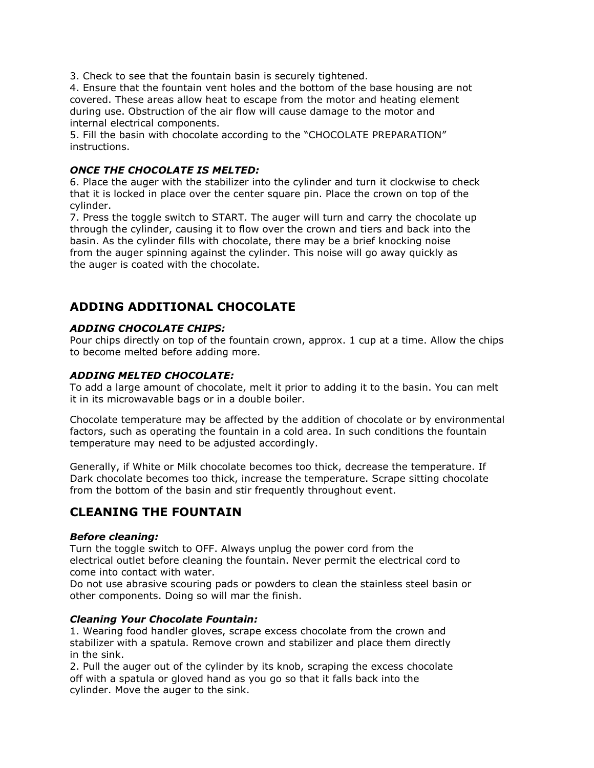3. Check to see that the fountain basin is securely tightened.
4. Ensure that the fountain vent holes and the bottom of the base housing are not covered. These areas allow heat to escape from the motor and heating element during use. Obstruction of the air flow will cause damage to the motor and internal electrical components.
5. Fill the basin with chocolate according to the "CHOCOLATE PREPARATION" instructions.

***ONCE THE CHOCOLATE IS MELTED:***

6. Place the auger with the stabilizer into the cylinder and turn it clockwise to check that it is locked in place over the center square pin. Place the crown on top of the cylinder.
7. Press the toggle switch to START. The auger will turn and carry the chocolate up through the cylinder, causing it to flow over the crown and tiers and back into the basin. As the cylinder fills with chocolate, there may be a brief knocking noise from the auger spinning against the cylinder. This noise will go away quickly as the auger is coated with the chocolate.

## ADDING ADDITIONAL CHOCOLATE

***ADDING CHOCOLATE CHIPS:***

Pour chips directly on top of the fountain crown, approx. 1 cup at a time. Allow the chips to become melted before adding more.

***ADDING MELTED CHOCOLATE:***

To add a large amount of chocolate, melt it prior to adding it to the basin. You can melt it in its microwavable bags or in a double boiler.

Chocolate temperature may be affected by the addition of chocolate or by environmental factors, such as operating the fountain in a cold area. In such conditions the fountain temperature may need to be adjusted accordingly.

Generally, if White or Milk chocolate becomes too thick, decrease the temperature. If Dark chocolate becomes too thick, increase the temperature. Scrape sitting chocolate from the bottom of the basin and stir frequently throughout event.

## CLEANING THE FOUNTAIN

***Before cleaning:***

Turn the toggle switch to OFF. Always unplug the power cord from the electrical outlet before cleaning the fountain. Never permit the electrical cord to come into contact with water.
Do not use abrasive scouring pads or powders to clean the stainless steel basin or other components. Doing so will mar the finish.

***Cleaning Your Chocolate Fountain:***

1. Wearing food handler gloves, scrape excess chocolate from the crown and stabilizer with a spatula. Remove crown and stabilizer and place them directly in the sink.
2. Pull the auger out of the cylinder by its knob, scraping the excess chocolate off with a spatula or gloved hand as you go so that it falls back into the cylinder. Move the auger to the sink.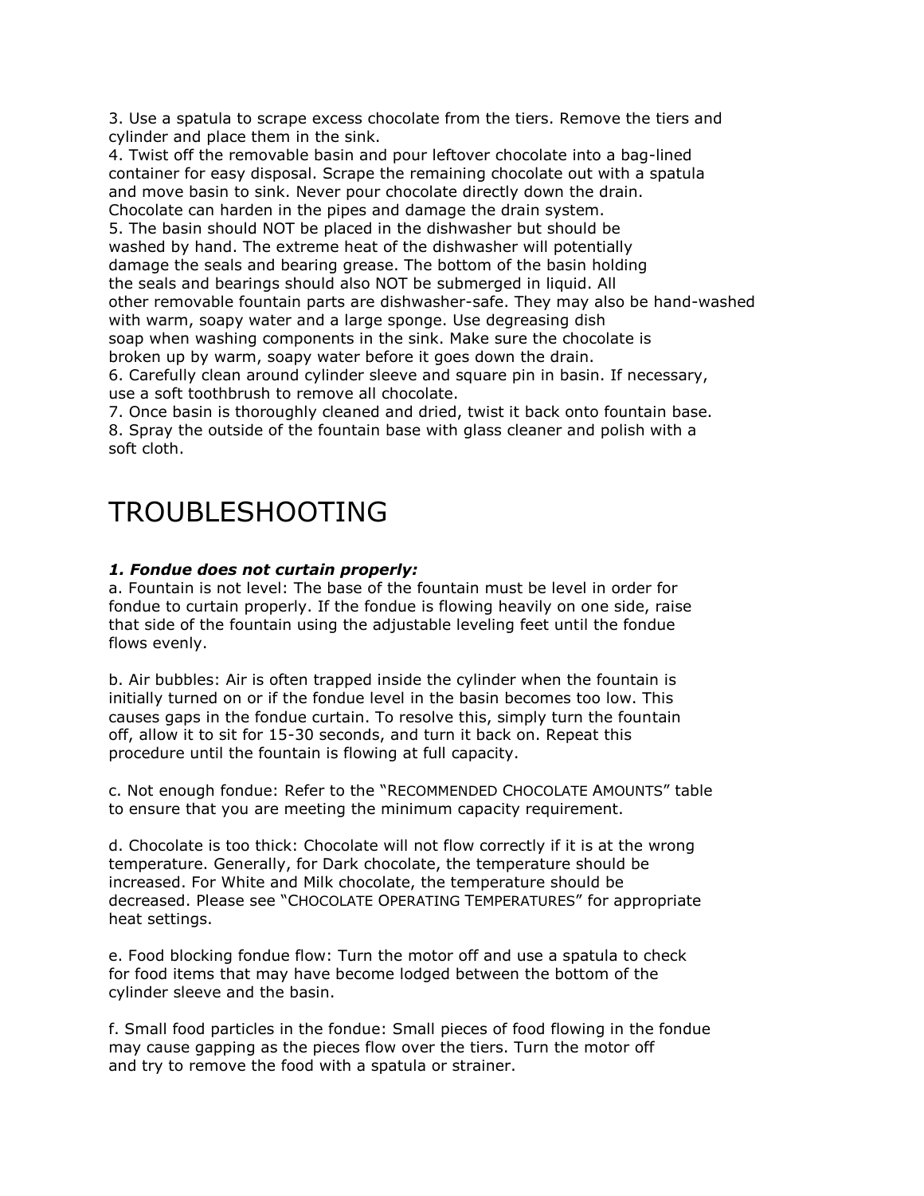3. Use a spatula to scrape excess chocolate from the tiers. Remove the tiers and cylinder and place them in the sink.
4. Twist off the removable basin and pour leftover chocolate into a bag-lined container for easy disposal. Scrape the remaining chocolate out with a spatula and move basin to sink. Never pour chocolate directly down the drain. Chocolate can harden in the pipes and damage the drain system.
5. The basin should NOT be placed in the dishwasher but should be washed by hand. The extreme heat of the dishwasher will potentially damage the seals and bearing grease. The bottom of the basin holding the seals and bearings should also NOT be submerged in liquid. All other removable fountain parts are dishwasher-safe. They may also be hand-washed with warm, soapy water and a large sponge. Use degreasing dish soap when washing components in the sink. Make sure the chocolate is broken up by warm, soapy water before it goes down the drain.
6. Carefully clean around cylinder sleeve and square pin in basin. If necessary, use a soft toothbrush to remove all chocolate.
7. Once basin is thoroughly cleaned and dried, twist it back onto fountain base.
8. Spray the outside of the fountain base with glass cleaner and polish with a soft cloth.

# TROUBLESHOOTING

***1. Fondue does not curtain properly:***

a. Fountain is not level: The base of the fountain must be level in order for fondue to curtain properly. If the fondue is flowing heavily on one side, raise that side of the fountain using the adjustable leveling feet until the fondue flows evenly.

b. Air bubbles: Air is often trapped inside the cylinder when the fountain is initially turned on or if the fondue level in the basin becomes too low. This causes gaps in the fondue curtain. To resolve this, simply turn the fountain off, allow it to sit for 15-30 seconds, and turn it back on. Repeat this procedure until the fountain is flowing at full capacity.

c. Not enough fondue: Refer to the "RECOMMENDED CHOCOLATE AMOUNTS" table to ensure that you are meeting the minimum capacity requirement.

d. Chocolate is too thick: Chocolate will not flow correctly if it is at the wrong temperature. Generally, for Dark chocolate, the temperature should be increased. For White and Milk chocolate, the temperature should be decreased. Please see "CHOCOLATE OPERATING TEMPERATURES" for appropriate heat settings.

e. Food blocking fondue flow: Turn the motor off and use a spatula to check for food items that may have become lodged between the bottom of the cylinder sleeve and the basin.

f. Small food particles in the fondue: Small pieces of food flowing in the fondue may cause gapping as the pieces flow over the tiers. Turn the motor off and try to remove the food with a spatula or strainer.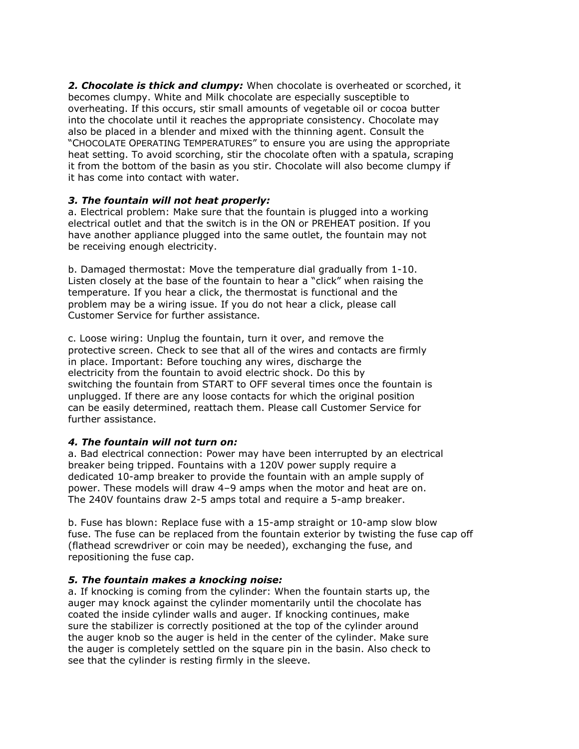***2. Chocolate is thick and clumpy:*** When chocolate is overheated or scorched, it becomes clumpy. White and Milk chocolate are especially susceptible to overheating. If this occurs, stir small amounts of vegetable oil or cocoa butter into the chocolate until it reaches the appropriate consistency. Chocolate may also be placed in a blender and mixed with the thinning agent. Consult the "CHOCOLATE OPERATING TEMPERATURES" to ensure you are using the appropriate heat setting. To avoid scorching, stir the chocolate often with a spatula, scraping it from the bottom of the basin as you stir. Chocolate will also become clumpy if it has come into contact with water.

***3. The fountain will not heat properly:***

a. Electrical problem: Make sure that the fountain is plugged into a working electrical outlet and that the switch is in the ON or PREHEAT position. If you have another appliance plugged into the same outlet, the fountain may not be receiving enough electricity.

b. Damaged thermostat: Move the temperature dial gradually from 1-10. Listen closely at the base of the fountain to hear a "click" when raising the temperature. If you hear a click, the thermostat is functional and the problem may be a wiring issue. If you do not hear a click, please call Customer Service for further assistance.

c. Loose wiring: Unplug the fountain, turn it over, and remove the protective screen. Check to see that all of the wires and contacts are firmly in place. Important: Before touching any wires, discharge the electricity from the fountain to avoid electric shock. Do this by switching the fountain from START to OFF several times once the fountain is unplugged. If there are any loose contacts for which the original position can be easily determined, reattach them. Please call Customer Service for further assistance.

***4. The fountain will not turn on:***

a. Bad electrical connection: Power may have been interrupted by an electrical breaker being tripped. Fountains with a 120V power supply require a dedicated 10-amp breaker to provide the fountain with an ample supply of power. These models will draw 4–9 amps when the motor and heat are on. The 240V fountains draw 2-5 amps total and require a 5-amp breaker.

b. Fuse has blown: Replace fuse with a 15-amp straight or 10-amp slow blow fuse. The fuse can be replaced from the fountain exterior by twisting the fuse cap off (flathead screwdriver or coin may be needed), exchanging the fuse, and repositioning the fuse cap.

***5. The fountain makes a knocking noise:***

a. If knocking is coming from the cylinder: When the fountain starts up, the auger may knock against the cylinder momentarily until the chocolate has coated the inside cylinder walls and auger. If knocking continues, make sure the stabilizer is correctly positioned at the top of the cylinder around the auger knob so the auger is held in the center of the cylinder. Make sure the auger is completely settled on the square pin in the basin. Also check to see that the cylinder is resting firmly in the sleeve.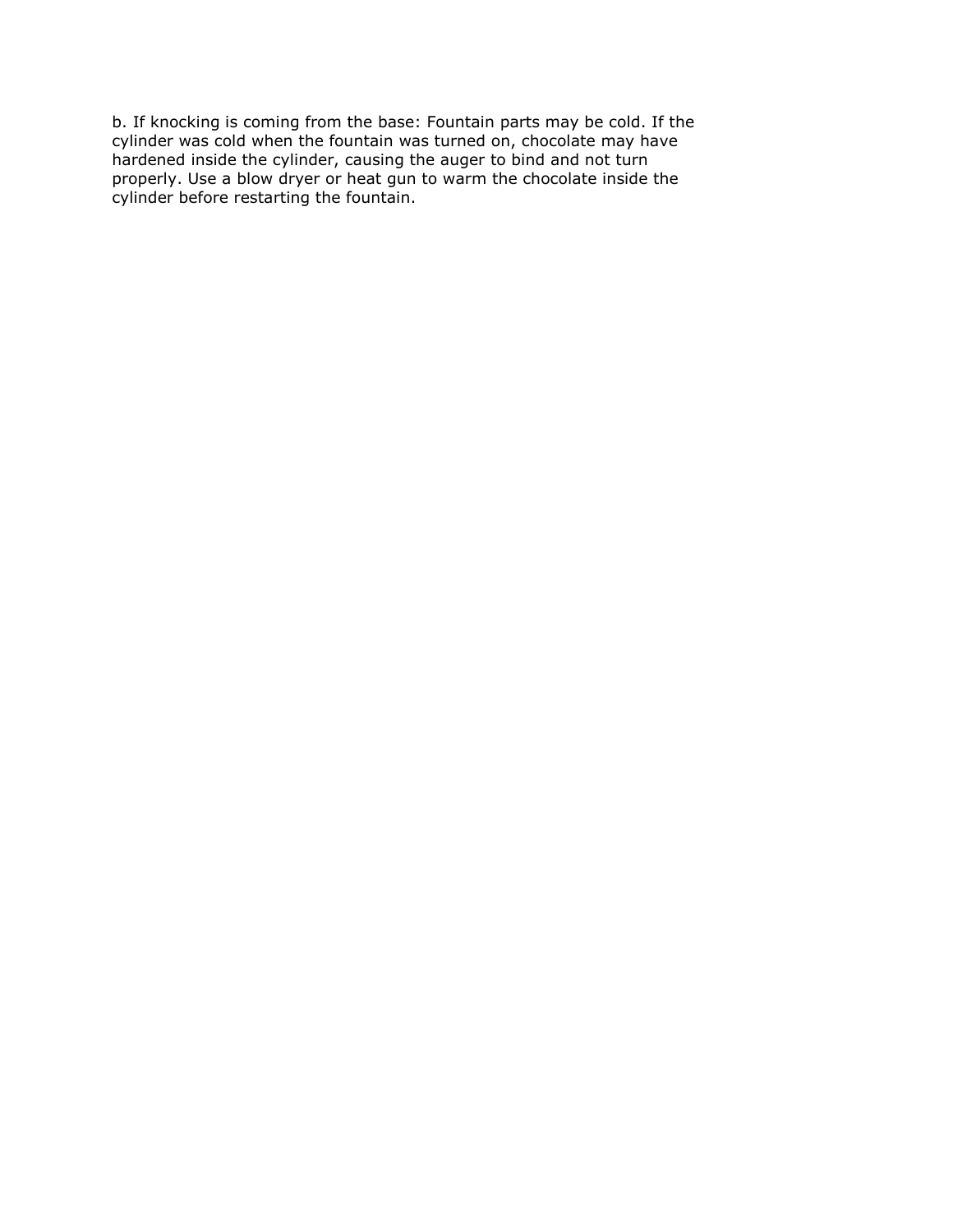b. If knocking is coming from the base: Fountain parts may be cold. If the cylinder was cold when the fountain was turned on, chocolate may have hardened inside the cylinder, causing the auger to bind and not turn properly. Use a blow dryer or heat gun to warm the chocolate inside the cylinder before restarting the fountain.